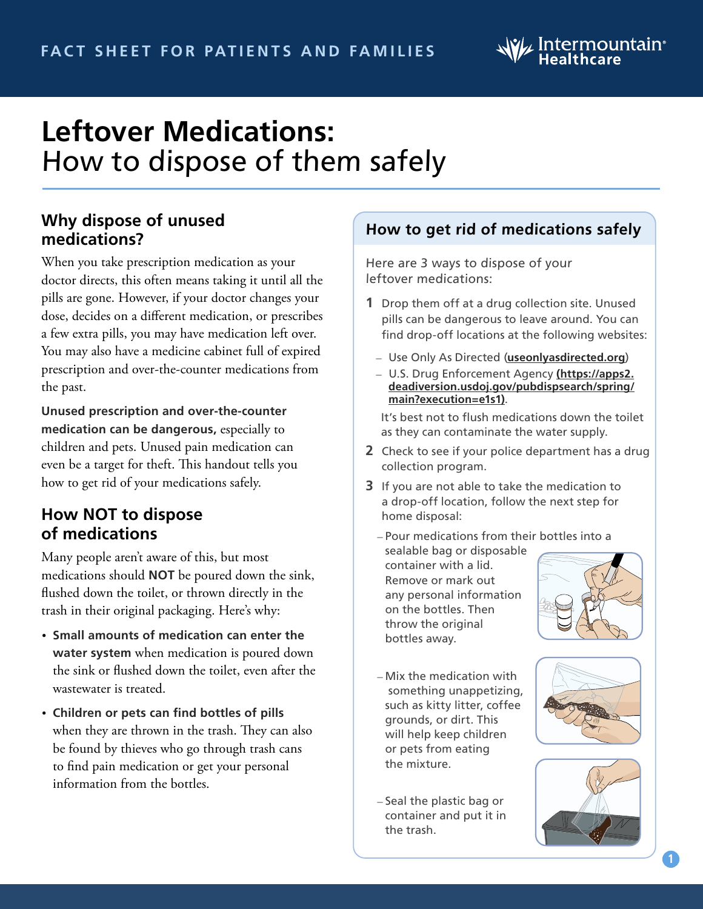FACT SHEET FOR PATIENTS AND FAMILIES

# Leftover Medications: How to dispose of them safely

## Why dispose of unused medications?

When you take prescription medication as your doctor directs, this often means taking it until all the pills are gone. However, if your doctor changes your dose, decides on a different medication, or prescribes a few extra pills, you may have medication left over. You may also have a medicine cabinet full of expired prescription and over-the-counter medications from the past.

**Unused prescription and over-the-counter medication can be dangerous,** especially to children and pets. Unused pain medication can even be a target for theft. This handout tells you how to get rid of your medications safely.

## How NOT to dispose of medications

Many people aren't aware of this, but most medications should **NOT** be poured down the sink, flushed down the toilet, or thrown directly in the trash in their original packaging. Here's why:

- **Small amounts of medication can enter the water system** when medication is poured down the sink or flushed down the toilet, even after the wastewater is treated.
- **Children or pets can find bottles of pills** when they are thrown in the trash. They can also be found by thieves who go through trash cans to find pain medication or get your personal information from the bottles.

## How to get rid of medications safely

Here are 3 ways to dispose of your leftover medications:

1. Drop them off at a drug collection site. Unused pills can be dangerous to leave around. You can find drop-off locations at the following websites:
   - Use Only As Directed (**useonlyasdirected.org**)
   - U.S. Drug Enforcement Agency **(https://apps2.deadiversion.usdoj.gov/pubdispsearch/spring/main?execution=e1s1)**.

   It's best not to flush medications down the toilet as they can contaminate the water supply.
2. Check to see if your police department has a drug collection program.
3. If you are not able to take the medication to a drop-off location, follow the next step for home disposal:
   - Pour medications from their bottles into a sealable bag or disposable container with a lid. Remove or mark out any personal information on the bottles. Then throw the original bottles away.
   - Mix the medication with something unappetizing, such as kitty litter, coffee grounds, or dirt. This will help keep children or pets from eating the mixture.
   - Seal the plastic bag or container and put it in the trash.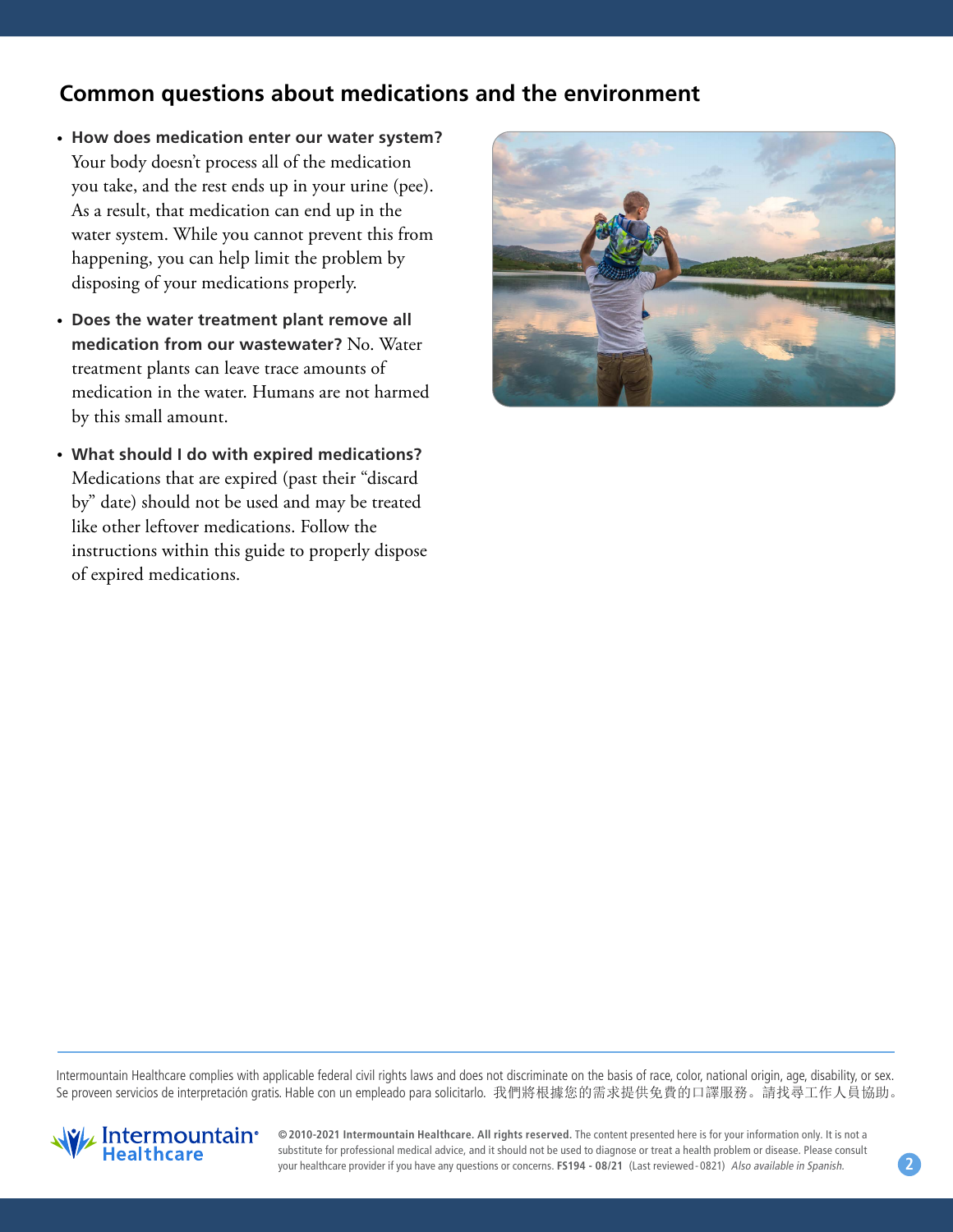## Common questions about medications and the environment

- **How does medication enter our water system?** Your body doesn't process all of the medication you take, and the rest ends up in your urine (pee). As a result, that medication can end up in the water system. While you cannot prevent this from happening, you can help limit the problem by disposing of your medications properly.
- **Does the water treatment plant remove all medication from our wastewater?** No. Water treatment plants can leave trace amounts of medication in the water. Humans are not harmed by this small amount.
- **What should I do with expired medications?** Medications that are expired (past their "discard by" date) should not be used and may be treated like other leftover medications. Follow the instructions within this guide to properly dispose of expired medications.

Intermountain Healthcare complies with applicable federal civil rights laws and does not discriminate on the basis of race, color, national origin, age, disability, or sex. Se proveen servicios de interpretación gratis. Hable con un empleado para solicitarlo. 我們將根據您的需求提供免費的口譯服務。請找尋工作人員協助。

**© 2010-2021 Intermountain Healthcare. All rights reserved.** The content presented here is for your information only. It is not a substitute for professional medical advice, and it should not be used to diagnose or treat a health problem or disease. Please consult your healthcare provider if you have any questions or concerns. **FS194 - 08/21** (Last reviewed - 0821) *Also available in Spanish.*